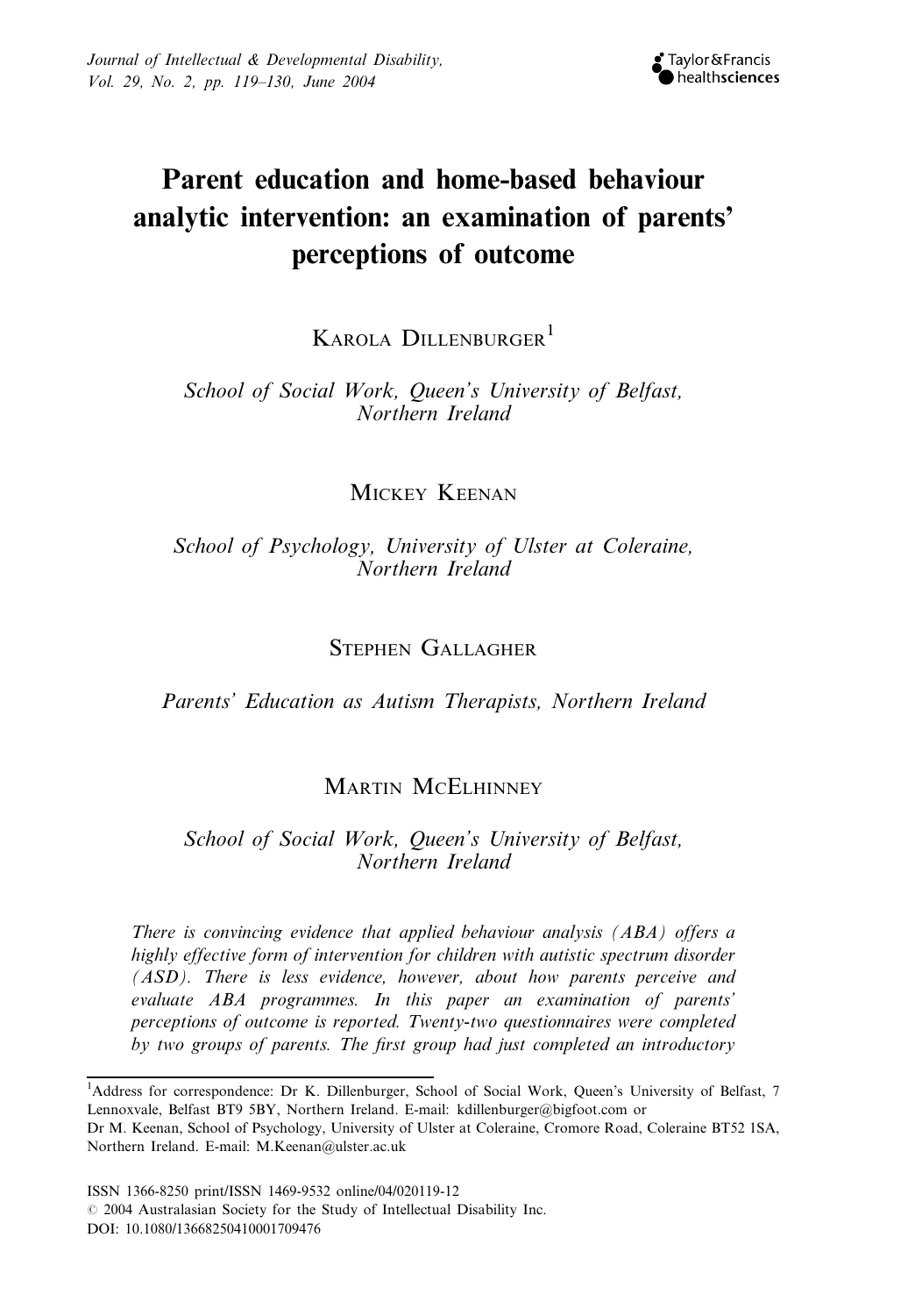# Parent education and home-based behaviour analytic intervention: an examination of parents' perceptions of outcome

KAROLA DILLENBURGER[1]

*School of Social Work, Queen's University of Belfast, Northern Ireland*

MICKEY KEENAN

*School of Psychology, University of Ulster at Coleraine, Northern Ireland*

STEPHEN GALLAGHER

*Parents' Education as Autism Therapists, Northern Ireland*

MARTIN MCELHINNEY

*School of Social Work, Queen's University of Belfast, Northern Ireland*

*There is convincing evidence that applied behaviour analysis (ABA) offers a highly effective form of intervention for children with autistic spectrum disorder (ASD). There is less evidence, however, about how parents perceive and evaluate ABA programmes. In this paper an examination of parents' perceptions of outcome is reported. Twenty-two questionnaires were completed by two groups of parents. The first group had just completed an introductory*

---

[1]Address for correspondence: Dr K. Dillenburger, School of Social Work, Queen's University of Belfast, 7 Lennoxvale, Belfast BT9 5BY, Northern Ireland. E-mail: kdillenburger@bigfoot.com or
Dr M. Keenan, School of Psychology, University of Ulster at Coleraine, Cromore Road, Coleraine BT52 1SA, Northern Ireland. E-mail: M.Keenan@ulster.ac.uk

ISSN 1366-8250 print/ISSN 1469-9532 online/04/020119-12
© 2004 Australasian Society for the Study of Intellectual Disability Inc.
DOI: 10.1080/13668250410001709476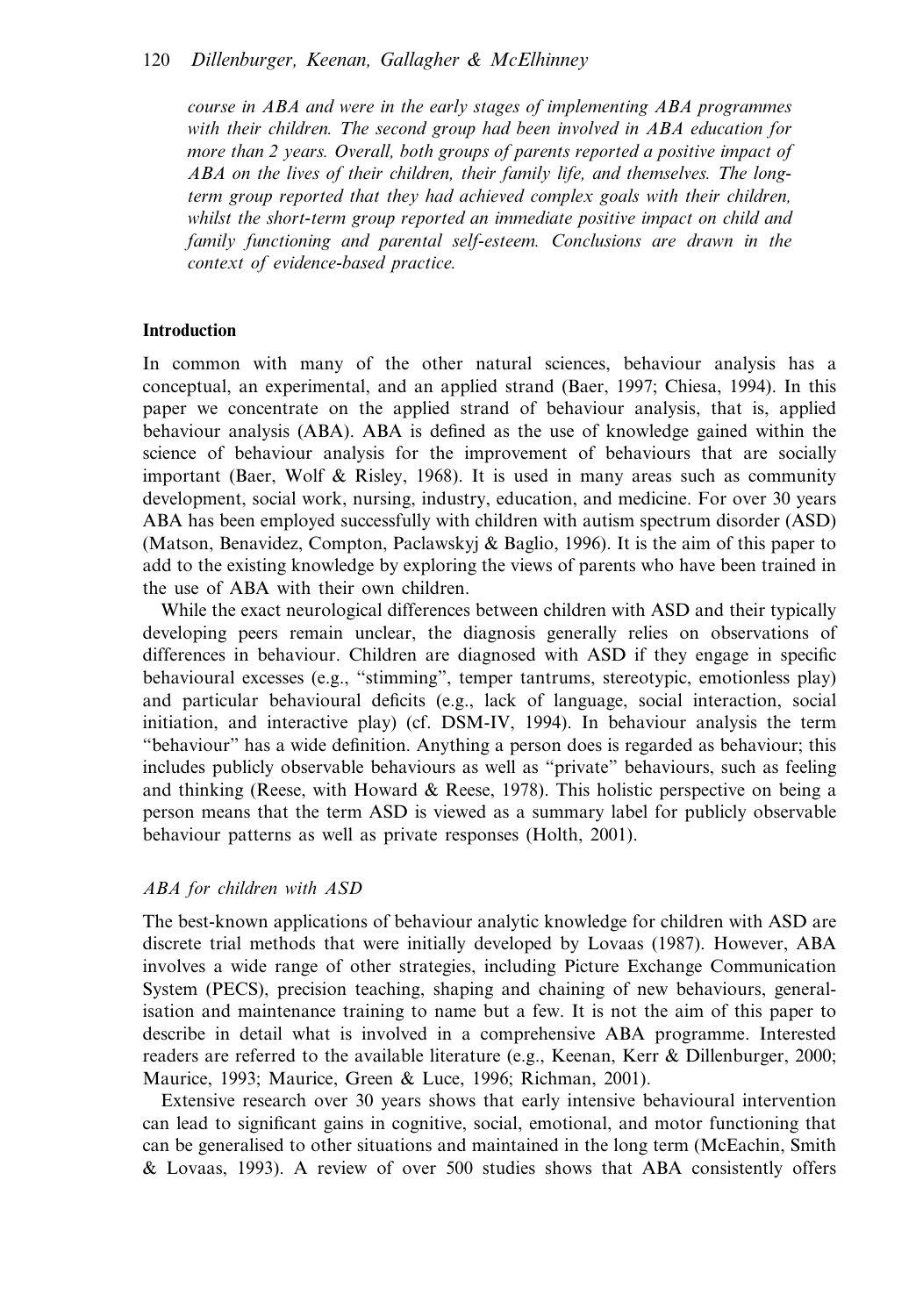*course in ABA and were in the early stages of implementing ABA programmes with their children. The second group had been involved in ABA education for more than 2 years. Overall, both groups of parents reported a positive impact of ABA on the lives of their children, their family life, and themselves. The long-term group reported that they had achieved complex goals with their children, whilst the short-term group reported an immediate positive impact on child and family functioning and parental self-esteem. Conclusions are drawn in the context of evidence-based practice.*

## Introduction

In common with many of the other natural sciences, behaviour analysis has a conceptual, an experimental, and an applied strand (Baer, 1997; Chiesa, 1994). In this paper we concentrate on the applied strand of behaviour analysis, that is, applied behaviour analysis (ABA). ABA is defined as the use of knowledge gained within the science of behaviour analysis for the improvement of behaviours that are socially important (Baer, Wolf & Risley, 1968). It is used in many areas such as community development, social work, nursing, industry, education, and medicine. For over 30 years ABA has been employed successfully with children with autism spectrum disorder (ASD) (Matson, Benavidez, Compton, Paclawskyj & Baglio, 1996). It is the aim of this paper to add to the existing knowledge by exploring the views of parents who have been trained in the use of ABA with their own children.

While the exact neurological differences between children with ASD and their typically developing peers remain unclear, the diagnosis generally relies on observations of differences in behaviour. Children are diagnosed with ASD if they engage in specific behavioural excesses (e.g., "stimming", temper tantrums, stereotypic, emotionless play) and particular behavioural deficits (e.g., lack of language, social interaction, social initiation, and interactive play) (cf. DSM-IV, 1994). In behaviour analysis the term "behaviour" has a wide definition. Anything a person does is regarded as behaviour; this includes publicly observable behaviours as well as "private" behaviours, such as feeling and thinking (Reese, with Howard & Reese, 1978). This holistic perspective on being a person means that the term ASD is viewed as a summary label for publicly observable behaviour patterns as well as private responses (Holth, 2001).

### *ABA for children with ASD*

The best-known applications of behaviour analytic knowledge for children with ASD are discrete trial methods that were initially developed by Lovaas (1987). However, ABA involves a wide range of other strategies, including Picture Exchange Communication System (PECS), precision teaching, shaping and chaining of new behaviours, generalisation and maintenance training to name but a few. It is not the aim of this paper to describe in detail what is involved in a comprehensive ABA programme. Interested readers are referred to the available literature (e.g., Keenan, Kerr & Dillenburger, 2000; Maurice, 1993; Maurice, Green & Luce, 1996; Richman, 2001).

Extensive research over 30 years shows that early intensive behavioural intervention can lead to significant gains in cognitive, social, emotional, and motor functioning that can be generalised to other situations and maintained in the long term (McEachin, Smith & Lovaas, 1993). A review of over 500 studies shows that ABA consistently offers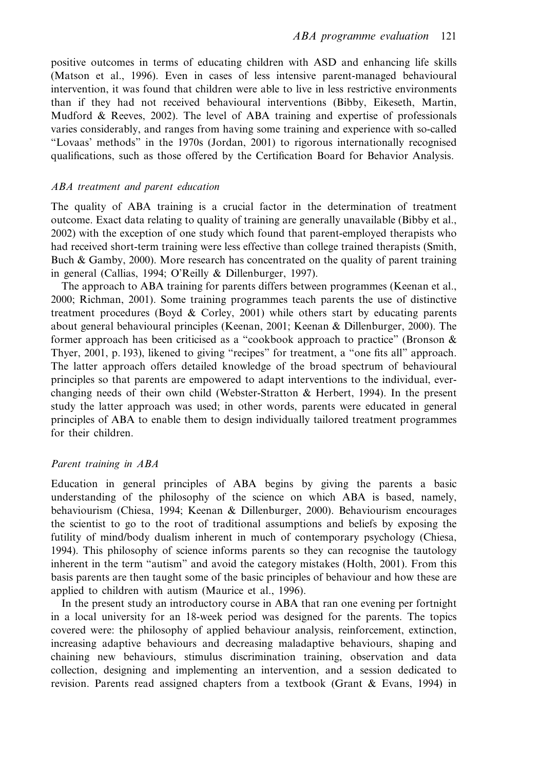positive outcomes in terms of educating children with ASD and enhancing life skills (Matson et al., 1996). Even in cases of less intensive parent-managed behavioural intervention, it was found that children were able to live in less restrictive environments than if they had not received behavioural interventions (Bibby, Eikeseth, Martin, Mudford & Reeves, 2002). The level of ABA training and expertise of professionals varies considerably, and ranges from having some training and experience with so-called "Lovaas' methods" in the 1970s (Jordan, 2001) to rigorous internationally recognised qualifications, such as those offered by the Certification Board for Behavior Analysis.

### *ABA treatment and parent education*

The quality of ABA training is a crucial factor in the determination of treatment outcome. Exact data relating to quality of training are generally unavailable (Bibby et al., 2002) with the exception of one study which found that parent-employed therapists who had received short-term training were less effective than college trained therapists (Smith, Buch & Gamby, 2000). More research has concentrated on the quality of parent training in general (Callias, 1994; O'Reilly & Dillenburger, 1997).

The approach to ABA training for parents differs between programmes (Keenan et al., 2000; Richman, 2001). Some training programmes teach parents the use of distinctive treatment procedures (Boyd & Corley, 2001) while others start by educating parents about general behavioural principles (Keenan, 2001; Keenan & Dillenburger, 2000). The former approach has been criticised as a "cookbook approach to practice" (Bronson & Thyer, 2001, p. 193), likened to giving "recipes" for treatment, a "one fits all" approach. The latter approach offers detailed knowledge of the broad spectrum of behavioural principles so that parents are empowered to adapt interventions to the individual, ever-changing needs of their own child (Webster-Stratton & Herbert, 1994). In the present study the latter approach was used; in other words, parents were educated in general principles of ABA to enable them to design individually tailored treatment programmes for their children.

### *Parent training in ABA*

Education in general principles of ABA begins by giving the parents a basic understanding of the philosophy of the science on which ABA is based, namely, behaviourism (Chiesa, 1994; Keenan & Dillenburger, 2000). Behaviourism encourages the scientist to go to the root of traditional assumptions and beliefs by exposing the futility of mind/body dualism inherent in much of contemporary psychology (Chiesa, 1994). This philosophy of science informs parents so they can recognise the tautology inherent in the term "autism" and avoid the category mistakes (Holth, 2001). From this basis parents are then taught some of the basic principles of behaviour and how these are applied to children with autism (Maurice et al., 1996).

In the present study an introductory course in ABA that ran one evening per fortnight in a local university for an 18-week period was designed for the parents. The topics covered were: the philosophy of applied behaviour analysis, reinforcement, extinction, increasing adaptive behaviours and decreasing maladaptive behaviours, shaping and chaining new behaviours, stimulus discrimination training, observation and data collection, designing and implementing an intervention, and a session dedicated to revision. Parents read assigned chapters from a textbook (Grant & Evans, 1994) in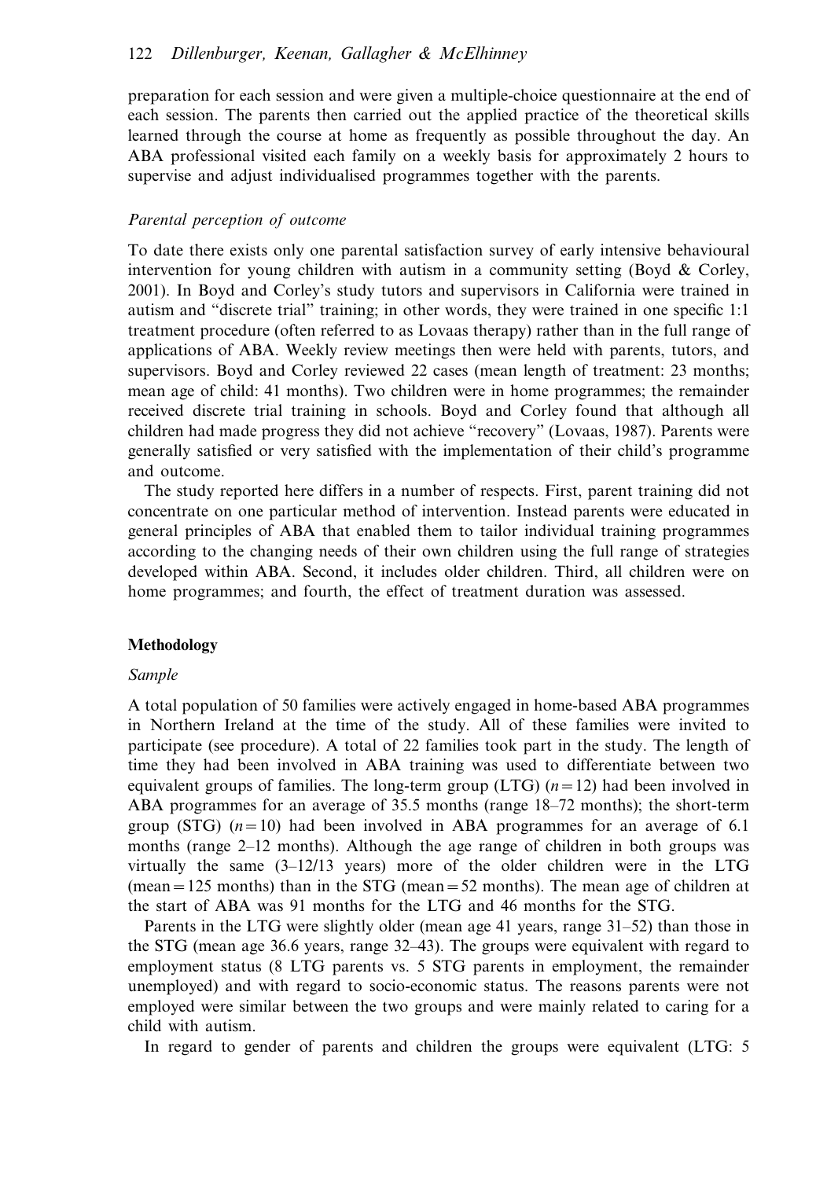preparation for each session and were given a multiple-choice questionnaire at the end of each session. The parents then carried out the applied practice of the theoretical skills learned through the course at home as frequently as possible throughout the day. An ABA professional visited each family on a weekly basis for approximately 2 hours to supervise and adjust individualised programmes together with the parents.

### *Parental perception of outcome*

To date there exists only one parental satisfaction survey of early intensive behavioural intervention for young children with autism in a community setting (Boyd & Corley, 2001). In Boyd and Corley's study tutors and supervisors in California were trained in autism and "discrete trial" training; in other words, they were trained in one specific 1:1 treatment procedure (often referred to as Lovaas therapy) rather than in the full range of applications of ABA. Weekly review meetings then were held with parents, tutors, and supervisors. Boyd and Corley reviewed 22 cases (mean length of treatment: 23 months; mean age of child: 41 months). Two children were in home programmes; the remainder received discrete trial training in schools. Boyd and Corley found that although all children had made progress they did not achieve "recovery" (Lovaas, 1987). Parents were generally satisfied or very satisfied with the implementation of their child's programme and outcome.

The study reported here differs in a number of respects. First, parent training did not concentrate on one particular method of intervention. Instead parents were educated in general principles of ABA that enabled them to tailor individual training programmes according to the changing needs of their own children using the full range of strategies developed within ABA. Second, it includes older children. Third, all children were on home programmes; and fourth, the effect of treatment duration was assessed.

## Methodology

### *Sample*

A total population of 50 families were actively engaged in home-based ABA programmes in Northern Ireland at the time of the study. All of these families were invited to participate (see procedure). A total of 22 families took part in the study. The length of time they had been involved in ABA training was used to differentiate between two equivalent groups of families. The long-term group (LTG) ($n = 12$) had been involved in ABA programmes for an average of 35.5 months (range 18–72 months); the short-term group (STG) ($n = 10$) had been involved in ABA programmes for an average of 6.1 months (range 2–12 months). Although the age range of children in both groups was virtually the same (3–12/13 years) more of the older children were in the LTG (mean = 125 months) than in the STG (mean = 52 months). The mean age of children at the start of ABA was 91 months for the LTG and 46 months for the STG.

Parents in the LTG were slightly older (mean age 41 years, range 31–52) than those in the STG (mean age 36.6 years, range 32–43). The groups were equivalent with regard to employment status (8 LTG parents vs. 5 STG parents in employment, the remainder unemployed) and with regard to socio-economic status. The reasons parents were not employed were similar between the two groups and were mainly related to caring for a child with autism.

In regard to gender of parents and children the groups were equivalent (LTG: 5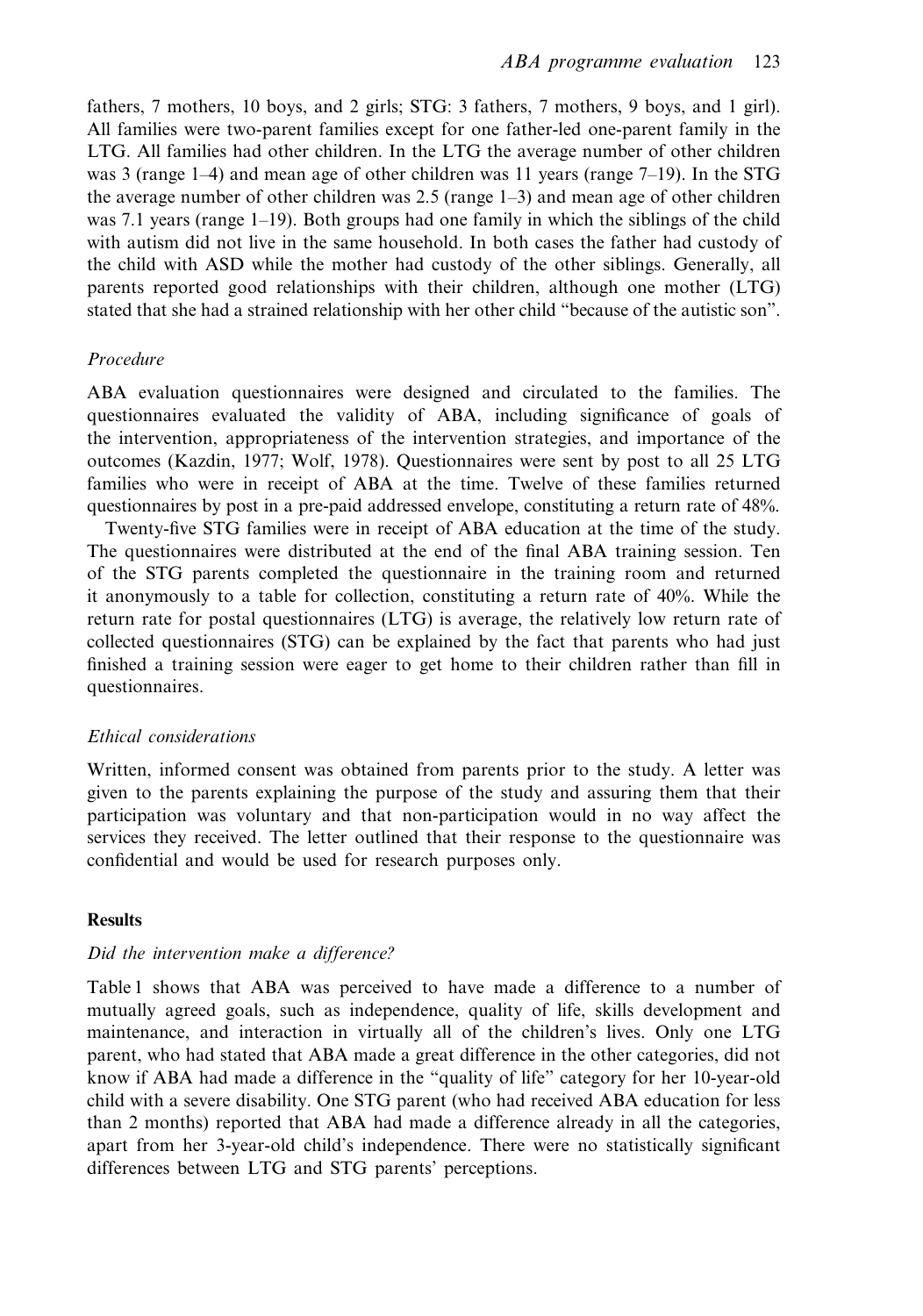fathers, 7 mothers, 10 boys, and 2 girls; STG: 3 fathers, 7 mothers, 9 boys, and 1 girl). All families were two-parent families except for one father-led one-parent family in the LTG. All families had other children. In the LTG the average number of other children was 3 (range 1–4) and mean age of other children was 11 years (range 7–19). In the STG the average number of other children was 2.5 (range 1–3) and mean age of other children was 7.1 years (range 1–19). Both groups had one family in which the siblings of the child with autism did not live in the same household. In both cases the father had custody of the child with ASD while the mother had custody of the other siblings. Generally, all parents reported good relationships with their children, although one mother (LTG) stated that she had a strained relationship with her other child "because of the autistic son".

### *Procedure*

ABA evaluation questionnaires were designed and circulated to the families. The questionnaires evaluated the validity of ABA, including significance of goals of the intervention, appropriateness of the intervention strategies, and importance of the outcomes (Kazdin, 1977; Wolf, 1978). Questionnaires were sent by post to all 25 LTG families who were in receipt of ABA at the time. Twelve of these families returned questionnaires by post in a pre-paid addressed envelope, constituting a return rate of 48%.

Twenty-five STG families were in receipt of ABA education at the time of the study. The questionnaires were distributed at the end of the final ABA training session. Ten of the STG parents completed the questionnaire in the training room and returned it anonymously to a table for collection, constituting a return rate of 40%. While the return rate for postal questionnaires (LTG) is average, the relatively low return rate of collected questionnaires (STG) can be explained by the fact that parents who had just finished a training session were eager to get home to their children rather than fill in questionnaires.

### *Ethical considerations*

Written, informed consent was obtained from parents prior to the study. A letter was given to the parents explaining the purpose of the study and assuring them that their participation was voluntary and that non-participation would in no way affect the services they received. The letter outlined that their response to the questionnaire was confidential and would be used for research purposes only.

## **Results**

### *Did the intervention make a difference?*

Table 1 shows that ABA was perceived to have made a difference to a number of mutually agreed goals, such as independence, quality of life, skills development and maintenance, and interaction in virtually all of the children's lives. Only one LTG parent, who had stated that ABA made a great difference in the other categories, did not know if ABA had made a difference in the "quality of life" category for her 10-year-old child with a severe disability. One STG parent (who had received ABA education for less than 2 months) reported that ABA had made a difference already in all the categories, apart from her 3-year-old child's independence. There were no statistically significant differences between LTG and STG parents' perceptions.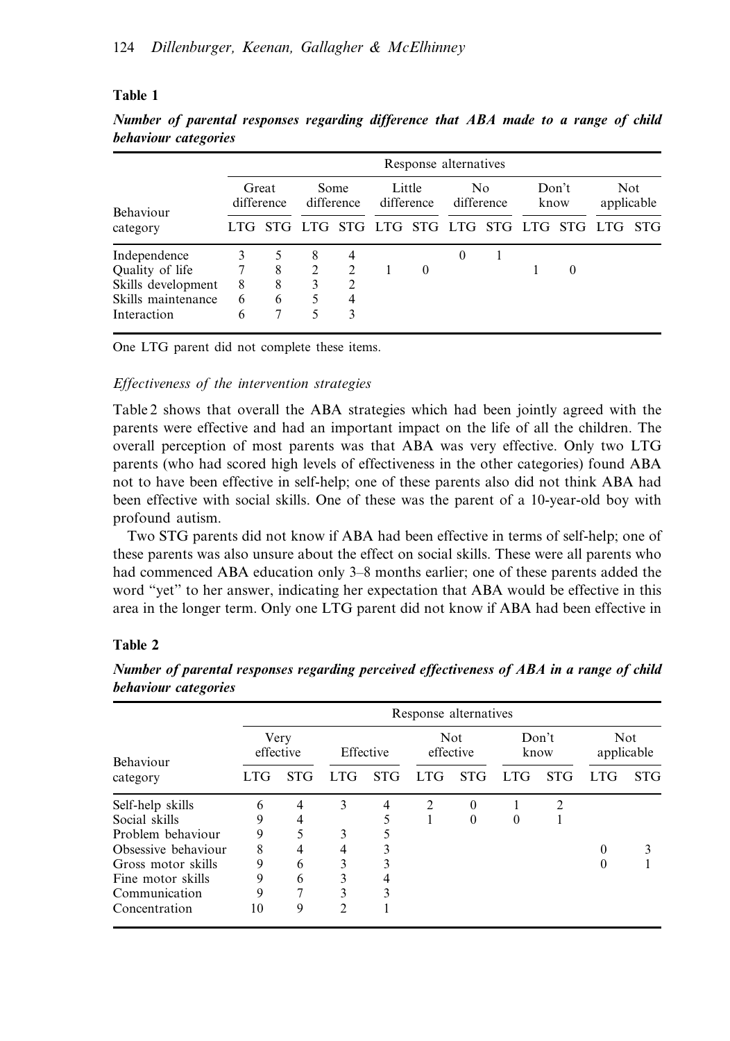**Table 1**

***Number of parental responses regarding difference that ABA made to a range of child behaviour categories***

| Behaviour category | Great difference | | Some difference | | Little difference | | No difference | | Don't know | | Not applicable | |
|---|---|---|---|---|---|---|---|---|---|---|---|---|
| | LTG | STG | LTG | STG | LTG | STG | LTG | STG | LTG | STG | LTG | STG |
| Independence | 3 | 5 | 8 | 4 | | | 0 | 1 | | | | |
| Quality of life | 7 | 8 | 2 | 2 | 1 | 0 | | | 1 | 0 | | |
| Skills development | 8 | 8 | 3 | 2 | | | | | | | | |
| Skills maintenance | 6 | 6 | 5 | 4 | | | | | | | | |
| Interaction | 6 | 7 | 5 | 3 | | | | | | | | |

One LTG parent did not complete these items.

*Effectiveness of the intervention strategies*

Table 2 shows that overall the ABA strategies which had been jointly agreed with the parents were effective and had an important impact on the life of all the children. The overall perception of most parents was that ABA was very effective. Only two LTG parents (who had scored high levels of effectiveness in the other categories) found ABA not to have been effective in self-help; one of these parents also did not think ABA had been effective with social skills. One of these was the parent of a 10-year-old boy with profound autism.

Two STG parents did not know if ABA had been effective in terms of self-help; one of these parents was also unsure about the effect on social skills. These were all parents who had commenced ABA education only 3–8 months earlier; one of these parents added the word "yet" to her answer, indicating her expectation that ABA would be effective in this area in the longer term. Only one LTG parent did not know if ABA had been effective in

**Table 2**

***Number of parental responses regarding perceived effectiveness of ABA in a range of child behaviour categories***

| Behaviour category | Very effective | | Effective | | Not effective | | Don't know | | Not applicable | |
|---|---|---|---|---|---|---|---|---|---|---|
| | LTG | STG | LTG | STG | LTG | STG | LTG | STG | LTG | STG |
| Self-help skills | 6 | 4 | 3 | 4 | 2 | 0 | 1 | 2 | | |
| Social skills | 9 | 4 | | 5 | 1 | 0 | 0 | 1 | | |
| Problem behaviour | 9 | 5 | 3 | 5 | | | | | | |
| Obsessive behaviour | 8 | 4 | 4 | 3 | | | | | 0 | 3 |
| Gross motor skills | 9 | 6 | 3 | 3 | | | | | 0 | 1 |
| Fine motor skills | 9 | 6 | 3 | 4 | | | | | | |
| Communication | 9 | 7 | 3 | 3 | | | | | | |
| Concentration | 10 | 9 | 2 | 1 | | | | | | |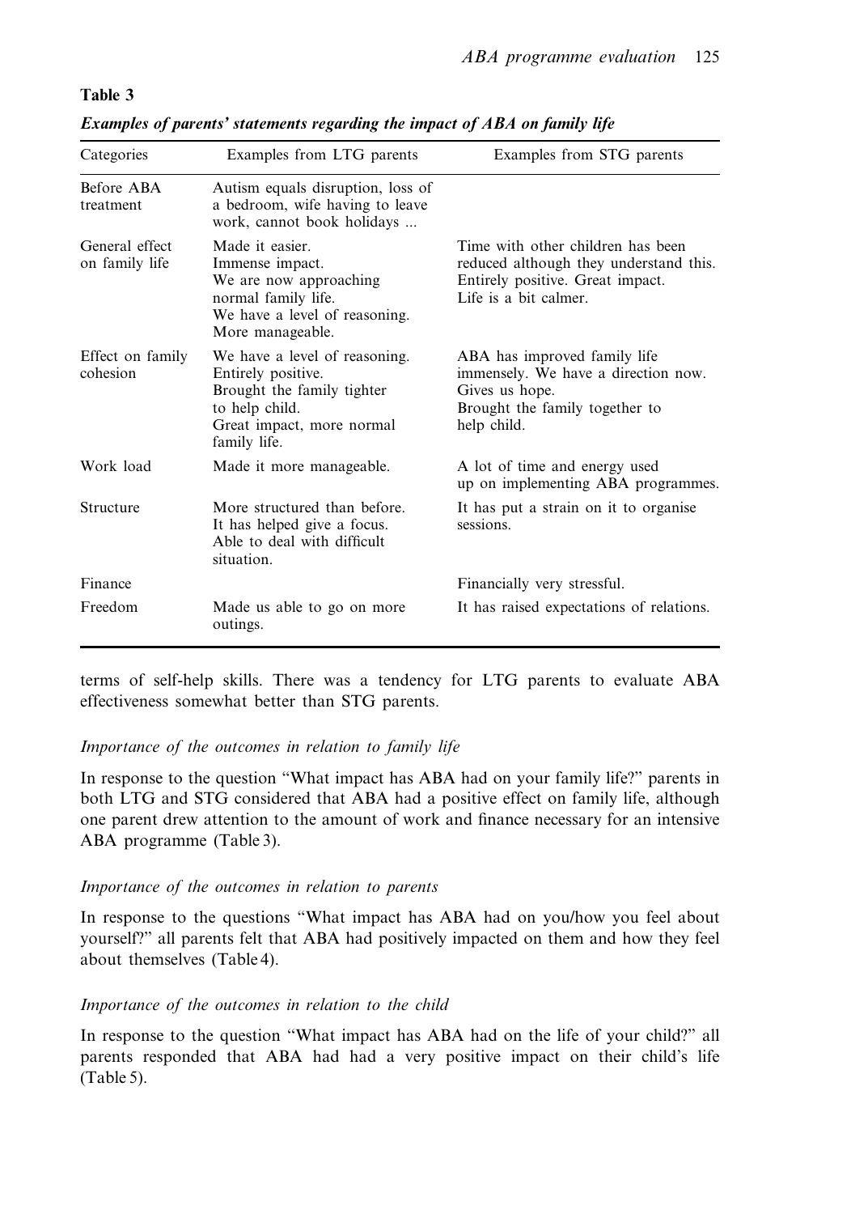**Table 3**

***Examples of parents' statements regarding the impact of ABA on family life***

| Categories | Examples from LTG parents | Examples from STG parents |
|---|---|---|
| Before ABA treatment | Autism equals disruption, loss of a bedroom, wife having to leave work, cannot book holidays ... | |
| General effect on family life | Made it easier. Immense impact. We are now approaching normal family life. We have a level of reasoning. More manageable. | Time with other children has been reduced although they understand this. Entirely positive. Great impact. Life is a bit calmer. |
| Effect on family cohesion | We have a level of reasoning. Entirely positive. Brought the family tighter to help child. Great impact, more normal family life. | ABA has improved family life immensely. We have a direction now. Gives us hope. Brought the family together to help child. |
| Work load | Made it more manageable. | A lot of time and energy used up on implementing ABA programmes. |
| Structure | More structured than before. It has helped give a focus. Able to deal with difficult situation. | It has put a strain on it to organise sessions. |
| Finance | | Financially very stressful. |
| Freedom | Made us able to go on more outings. | It has raised expectations of relations. |

terms of self-help skills. There was a tendency for LTG parents to evaluate ABA effectiveness somewhat better than STG parents.

*Importance of the outcomes in relation to family life*

In response to the question "What impact has ABA had on your family life?" parents in both LTG and STG considered that ABA had a positive effect on family life, although one parent drew attention to the amount of work and finance necessary for an intensive ABA programme (Table 3).

*Importance of the outcomes in relation to parents*

In response to the questions "What impact has ABA had on you/how you feel about yourself?" all parents felt that ABA had positively impacted on them and how they feel about themselves (Table 4).

*Importance of the outcomes in relation to the child*

In response to the question "What impact has ABA had on the life of your child?" all parents responded that ABA had had a very positive impact on their child's life (Table 5).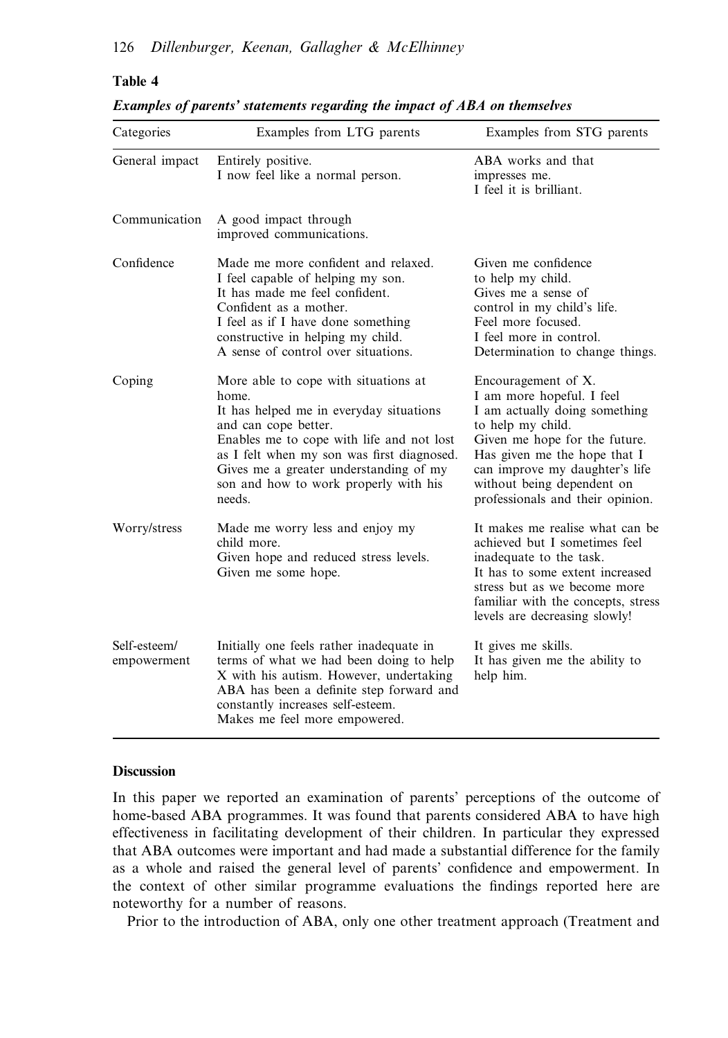**Table 4**

***Examples of parents' statements regarding the impact of ABA on themselves***

| Categories | Examples from LTG parents | Examples from STG parents |
|---|---|---|
| General impact | Entirely positive. I now feel like a normal person. | ABA works and that impresses me. I feel it is brilliant. |
| Communication | A good impact through improved communications. | |
| Confidence | Made me more confident and relaxed. I feel capable of helping my son. It has made me feel confident. Confident as a mother. I feel as if I have done something constructive in helping my child. A sense of control over situations. | Given me confidence to help my child. Gives me a sense of control in my child's life. Feel more focused. I feel more in control. Determination to change things. |
| Coping | More able to cope with situations at home. It has helped me in everyday situations and can cope better. Enables me to cope with life and not lost as I felt when my son was first diagnosed. Gives me a greater understanding of my son and how to work properly with his needs. | Encouragement of X. I am more hopeful. I feel I am actually doing something to help my child. Given me hope for the future. Has given me the hope that I can improve my daughter's life without being dependent on professionals and their opinion. |
| Worry/stress | Made me worry less and enjoy my child more. Given hope and reduced stress levels. Given me some hope. | It makes me realise what can be achieved but I sometimes feel inadequate to the task. It has to some extent increased stress but as we become more familiar with the concepts, stress levels are decreasing slowly! |
| Self-esteem/ empowerment | Initially one feels rather inadequate in terms of what we had been doing to help X with his autism. However, undertaking ABA has been a definite step forward and constantly increases self-esteem. Makes me feel more empowered. | It gives me skills. It has given me the ability to help him. |

## Discussion

In this paper we reported an examination of parents' perceptions of the outcome of home-based ABA programmes. It was found that parents considered ABA to have high effectiveness in facilitating development of their children. In particular they expressed that ABA outcomes were important and had made a substantial difference for the family as a whole and raised the general level of parents' confidence and empowerment. In the context of other similar programme evaluations the findings reported here are noteworthy for a number of reasons.

Prior to the introduction of ABA, only one other treatment approach (Treatment and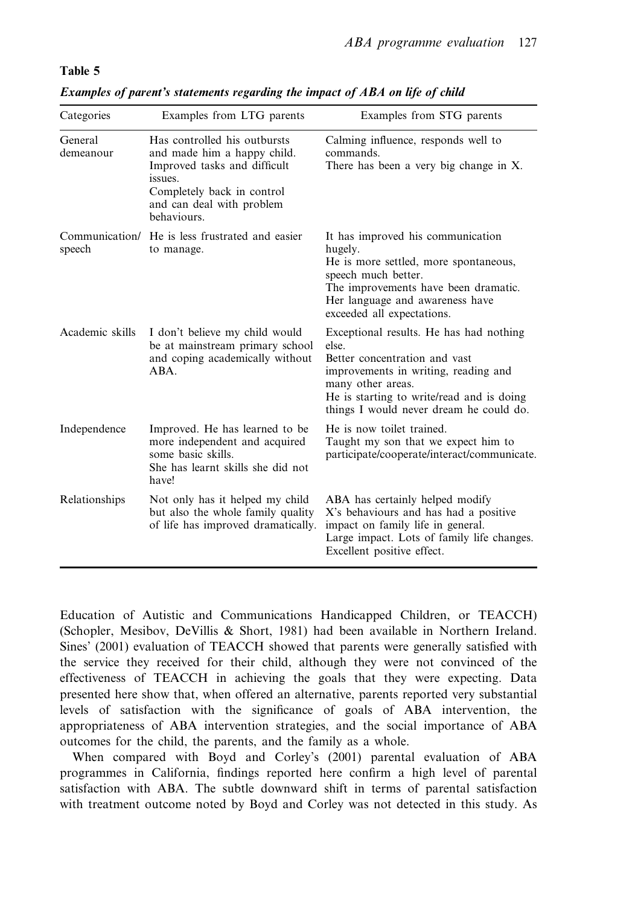**Table 5**

***Examples of parent's statements regarding the impact of ABA on life of child***

| Categories | Examples from LTG parents | Examples from STG parents |
|---|---|---|
| General demeanour | Has controlled his outbursts and made him a happy child. Improved tasks and difficult issues. Completely back in control and can deal with problem behaviours. | Calming influence, responds well to commands. There has been a very big change in X. |
| Communication/ speech | He is less frustrated and easier to manage. | It has improved his communication hugely. He is more settled, more spontaneous, speech much better. The improvements have been dramatic. Her language and awareness have exceeded all expectations. |
| Academic skills | I don't believe my child would be at mainstream primary school and coping academically without ABA. | Exceptional results. He has had nothing else. Better concentration and vast improvements in writing, reading and many other areas. He is starting to write/read and is doing things I would never dream he could do. |
| Independence | Improved. He has learned to be more independent and acquired some basic skills. She has learnt skills she did not have! | He is now toilet trained. Taught my son that we expect him to participate/cooperate/interact/communicate. |
| Relationships | Not only has it helped my child but also the whole family quality of life has improved dramatically. | ABA has certainly helped modify X's behaviours and has had a positive impact on family life in general. Large impact. Lots of family life changes. Excellent positive effect. |

Education of Autistic and Communications Handicapped Children, or TEACCH) (Schopler, Mesibov, DeVillis & Short, 1981) had been available in Northern Ireland. Sines' (2001) evaluation of TEACCH showed that parents were generally satisfied with the service they received for their child, although they were not convinced of the effectiveness of TEACCH in achieving the goals that they were expecting. Data presented here show that, when offered an alternative, parents reported very substantial levels of satisfaction with the significance of goals of ABA intervention, the appropriateness of ABA intervention strategies, and the social importance of ABA outcomes for the child, the parents, and the family as a whole.

When compared with Boyd and Corley's (2001) parental evaluation of ABA programmes in California, findings reported here confirm a high level of parental satisfaction with ABA. The subtle downward shift in terms of parental satisfaction with treatment outcome noted by Boyd and Corley was not detected in this study. As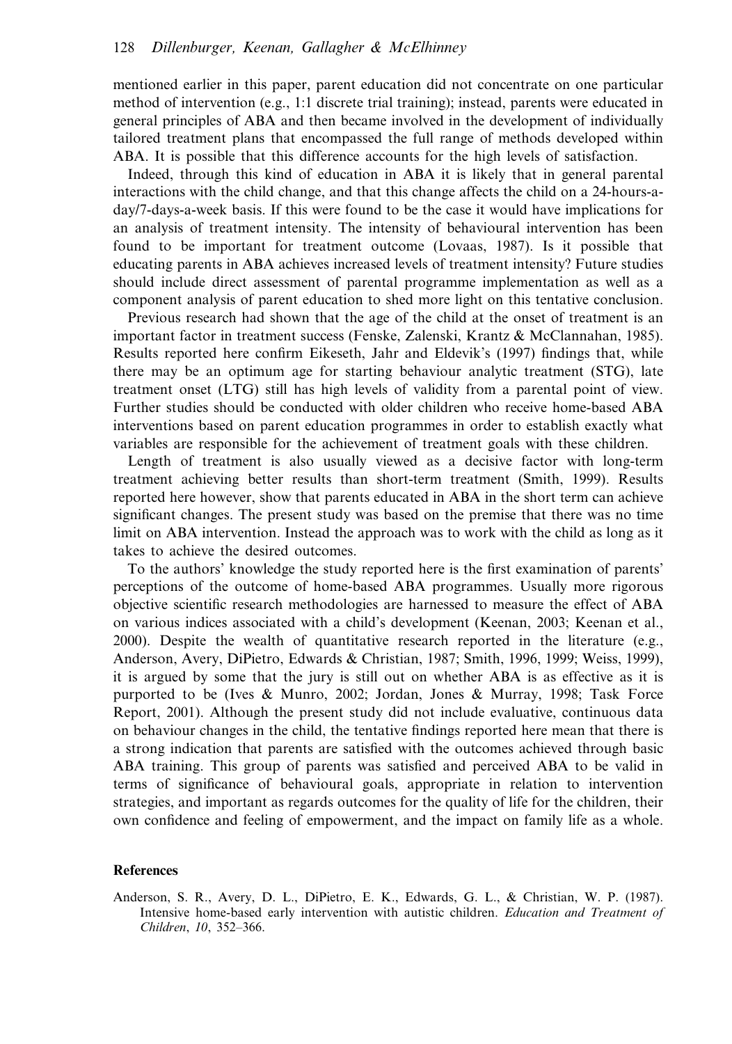mentioned earlier in this paper, parent education did not concentrate on one particular method of intervention (e.g., 1:1 discrete trial training); instead, parents were educated in general principles of ABA and then became involved in the development of individually tailored treatment plans that encompassed the full range of methods developed within ABA. It is possible that this difference accounts for the high levels of satisfaction.

Indeed, through this kind of education in ABA it is likely that in general parental interactions with the child change, and that this change affects the child on a 24-hours-a-day/7-days-a-week basis. If this were found to be the case it would have implications for an analysis of treatment intensity. The intensity of behavioural intervention has been found to be important for treatment outcome (Lovaas, 1987). Is it possible that educating parents in ABA achieves increased levels of treatment intensity? Future studies should include direct assessment of parental programme implementation as well as a component analysis of parent education to shed more light on this tentative conclusion.

Previous research had shown that the age of the child at the onset of treatment is an important factor in treatment success (Fenske, Zalenski, Krantz & McClannahan, 1985). Results reported here confirm Eikeseth, Jahr and Eldevik's (1997) findings that, while there may be an optimum age for starting behaviour analytic treatment (STG), late treatment onset (LTG) still has high levels of validity from a parental point of view. Further studies should be conducted with older children who receive home-based ABA interventions based on parent education programmes in order to establish exactly what variables are responsible for the achievement of treatment goals with these children.

Length of treatment is also usually viewed as a decisive factor with long-term treatment achieving better results than short-term treatment (Smith, 1999). Results reported here however, show that parents educated in ABA in the short term can achieve significant changes. The present study was based on the premise that there was no time limit on ABA intervention. Instead the approach was to work with the child as long as it takes to achieve the desired outcomes.

To the authors' knowledge the study reported here is the first examination of parents' perceptions of the outcome of home-based ABA programmes. Usually more rigorous objective scientific research methodologies are harnessed to measure the effect of ABA on various indices associated with a child's development (Keenan, 2003; Keenan et al., 2000). Despite the wealth of quantitative research reported in the literature (e.g., Anderson, Avery, DiPietro, Edwards & Christian, 1987; Smith, 1996, 1999; Weiss, 1999), it is argued by some that the jury is still out on whether ABA is as effective as it is purported to be (Ives & Munro, 2002; Jordan, Jones & Murray, 1998; Task Force Report, 2001). Although the present study did not include evaluative, continuous data on behaviour changes in the child, the tentative findings reported here mean that there is a strong indication that parents are satisfied with the outcomes achieved through basic ABA training. This group of parents was satisfied and perceived ABA to be valid in terms of significance of behavioural goals, appropriate in relation to intervention strategies, and important as regards outcomes for the quality of life for the children, their own confidence and feeling of empowerment, and the impact on family life as a whole.

## References

Anderson, S. R., Avery, D. L., DiPietro, E. K., Edwards, G. L., & Christian, W. P. (1987). Intensive home-based early intervention with autistic children. *Education and Treatment of Children*, *10*, 352–366.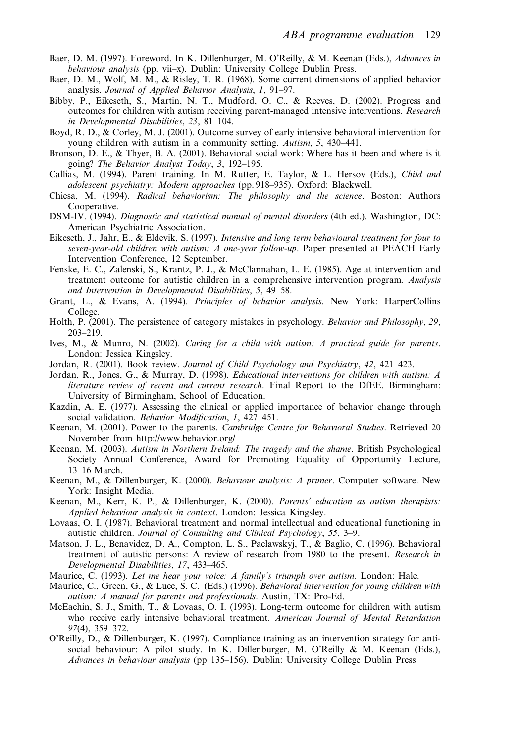Baer, D. M. (1997). Foreword. In K. Dillenburger, M. O'Reilly, & M. Keenan (Eds.), *Advances in behaviour analysis* (pp. vii–x). Dublin: University College Dublin Press.

Baer, D. M., Wolf, M. M., & Risley, T. R. (1968). Some current dimensions of applied behavior analysis. *Journal of Applied Behavior Analysis*, *1*, 91–97.

Bibby, P., Eikeseth, S., Martin, N. T., Mudford, O. C., & Reeves, D. (2002). Progress and outcomes for children with autism receiving parent-managed intensive interventions. *Research in Developmental Disabilities*, *23*, 81–104.

Boyd, R. D., & Corley, M. J. (2001). Outcome survey of early intensive behavioral intervention for young children with autism in a community setting. *Autism*, *5*, 430–441.

Bronson, D. E., & Thyer, B. A. (2001). Behavioral social work: Where has it been and where is it going? *The Behavior Analyst Today*, *3*, 192–195.

Callias, M. (1994). Parent training. In M. Rutter, E. Taylor, & L. Hersov (Eds.), *Child and adolescent psychiatry: Modern approaches* (pp. 918–935). Oxford: Blackwell.

Chiesa, M. (1994). *Radical behaviorism: The philosophy and the science*. Boston: Authors Cooperative.

DSM-IV. (1994). *Diagnostic and statistical manual of mental disorders* (4th ed.). Washington, DC: American Psychiatric Association.

Eikeseth, J., Jahr, E., & Eldevik, S. (1997). *Intensive and long term behavioural treatment for four to seven-year-old children with autism: A one-year follow-up*. Paper presented at PEACH Early Intervention Conference, 12 September.

Fenske, E. C., Zalenski, S., Krantz, P. J., & McClannahan, L. E. (1985). Age at intervention and treatment outcome for autistic children in a comprehensive intervention program. *Analysis and Intervention in Developmental Disabilities*, *5*, 49–58.

Grant, L., & Evans, A. (1994). *Principles of behavior analysis*. New York: HarperCollins College.

Holth, P. (2001). The persistence of category mistakes in psychology. *Behavior and Philosophy*, *29*, 203–219.

Ives, M., & Munro, N. (2002). *Caring for a child with autism: A practical guide for parents*. London: Jessica Kingsley.

Jordan, R. (2001). Book review. *Journal of Child Psychology and Psychiatry*, *42*, 421–423.

Jordan, R., Jones, G., & Murray, D. (1998). *Educational interventions for children with autism: A literature review of recent and current research*. Final Report to the DfEE. Birmingham: University of Birmingham, School of Education.

Kazdin, A. E. (1977). Assessing the clinical or applied importance of behavior change through social validation. *Behavior Modification*, *1*, 427–451.

Keenan, M. (2001). Power to the parents. *Cambridge Centre for Behavioral Studies*. Retrieved 20 November from http://www.behavior.org/

Keenan, M. (2003). *Autism in Northern Ireland: The tragedy and the shame*. British Psychological Society Annual Conference, Award for Promoting Equality of Opportunity Lecture, 13–16 March.

Keenan, M., & Dillenburger, K. (2000). *Behaviour analysis: A primer*. Computer software. New York: Insight Media.

Keenan, M., Kerr, K. P., & Dillenburger, K. (2000). *Parents' education as autism therapists: Applied behaviour analysis in context*. London: Jessica Kingsley.

Lovaas, O. I. (1987). Behavioral treatment and normal intellectual and educational functioning in autistic children. *Journal of Consulting and Clinical Psychology*, *55*, 3–9.

Matson, J. L., Benavidez, D. A., Compton, L. S., Paclawskyj, T., & Baglio, C. (1996). Behavioral treatment of autistic persons: A review of research from 1980 to the present. *Research in Developmental Disabilities*, *17*, 433–465.

Maurice, C. (1993). *Let me hear your voice: A family's triumph over autism*. London: Hale.

Maurice, C., Green, G., & Luce, S. C. (Eds.) (1996). *Behavioral intervention for young children with autism: A manual for parents and professionals*. Austin, TX: Pro-Ed.

McEachin, S. J., Smith, T., & Lovaas, O. I. (1993). Long-term outcome for children with autism who receive early intensive behavioral treatment. *American Journal of Mental Retardation* *97*(4), 359–372.

O'Reilly, D., & Dillenburger, K. (1997). Compliance training as an intervention strategy for anti-social behaviour: A pilot study. In K. Dillenburger, M. O'Reilly & M. Keenan (Eds.), *Advances in behaviour analysis* (pp. 135–156). Dublin: University College Dublin Press.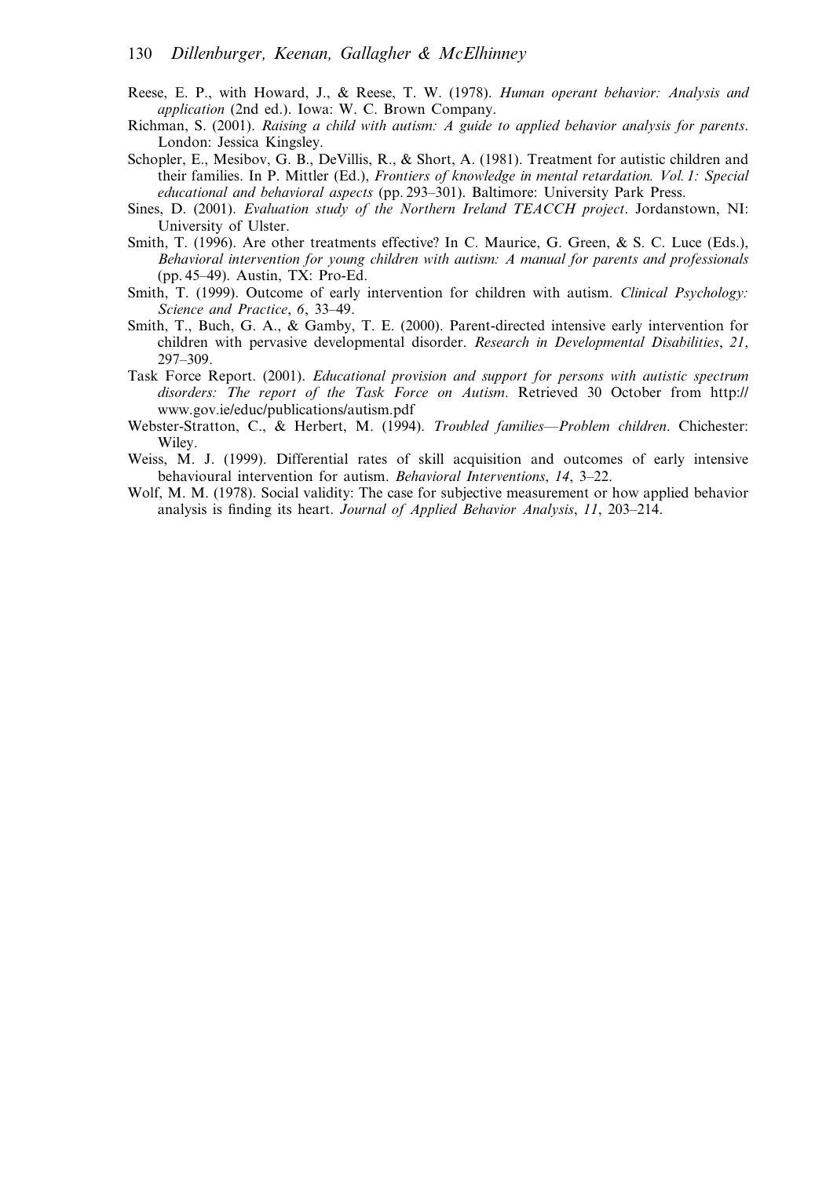Reese, E. P., with Howard, J., & Reese, T. W. (1978). *Human operant behavior: Analysis and application* (2nd ed.). Iowa: W. C. Brown Company.

Richman, S. (2001). *Raising a child with autism: A guide to applied behavior analysis for parents*. London: Jessica Kingsley.

Schopler, E., Mesibov, G. B., DeVillis, R., & Short, A. (1981). Treatment for autistic children and their families. In P. Mittler (Ed.), *Frontiers of knowledge in mental retardation. Vol. 1: Special educational and behavioral aspects* (pp. 293–301). Baltimore: University Park Press.

Sines, D. (2001). *Evaluation study of the Northern Ireland TEACCH project*. Jordanstown, NI: University of Ulster.

Smith, T. (1996). Are other treatments effective? In C. Maurice, G. Green, & S. C. Luce (Eds.), *Behavioral intervention for young children with autism: A manual for parents and professionals* (pp. 45–49). Austin, TX: Pro-Ed.

Smith, T. (1999). Outcome of early intervention for children with autism. *Clinical Psychology: Science and Practice*, *6*, 33–49.

Smith, T., Buch, G. A., & Gamby, T. E. (2000). Parent-directed intensive early intervention for children with pervasive developmental disorder. *Research in Developmental Disabilities*, *21*, 297–309.

Task Force Report. (2001). *Educational provision and support for persons with autistic spectrum disorders: The report of the Task Force on Autism*. Retrieved 30 October from http://www.gov.ie/educ/publications/autism.pdf

Webster-Stratton, C., & Herbert, M. (1994). *Troubled families—Problem children*. Chichester: Wiley.

Weiss, M. J. (1999). Differential rates of skill acquisition and outcomes of early intensive behavioural intervention for autism. *Behavioral Interventions*, *14*, 3–22.

Wolf, M. M. (1978). Social validity: The case for subjective measurement or how applied behavior analysis is finding its heart. *Journal of Applied Behavior Analysis*, *11*, 203–214.